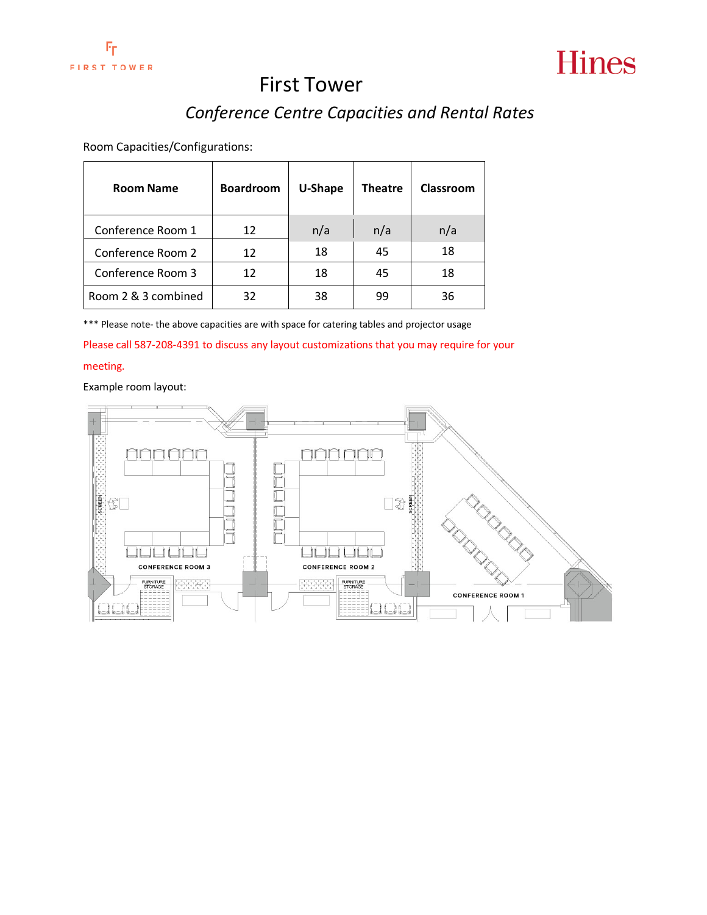# First Tower

## *Conference Centre Capacities and Rental Rates*

Room Capacities/Configurations:

| Room Name | Boardroom | U-Shape | Theatre | Classroom |
|---|---|---|---|---|
| Conference Room 1 | 12 | n/a | n/a | n/a |
| Conference Room 2 | 12 | 18 | 45 | 18 |
| Conference Room 3 | 12 | 18 | 45 | 18 |
| Room 2 & 3 combined | 32 | 38 | 99 | 36 |

*** Please note- the above capacities are with space for catering tables and projector usage

Please call 587-208-4391 to discuss any layout customizations that you may require for your meeting.

Example room layout: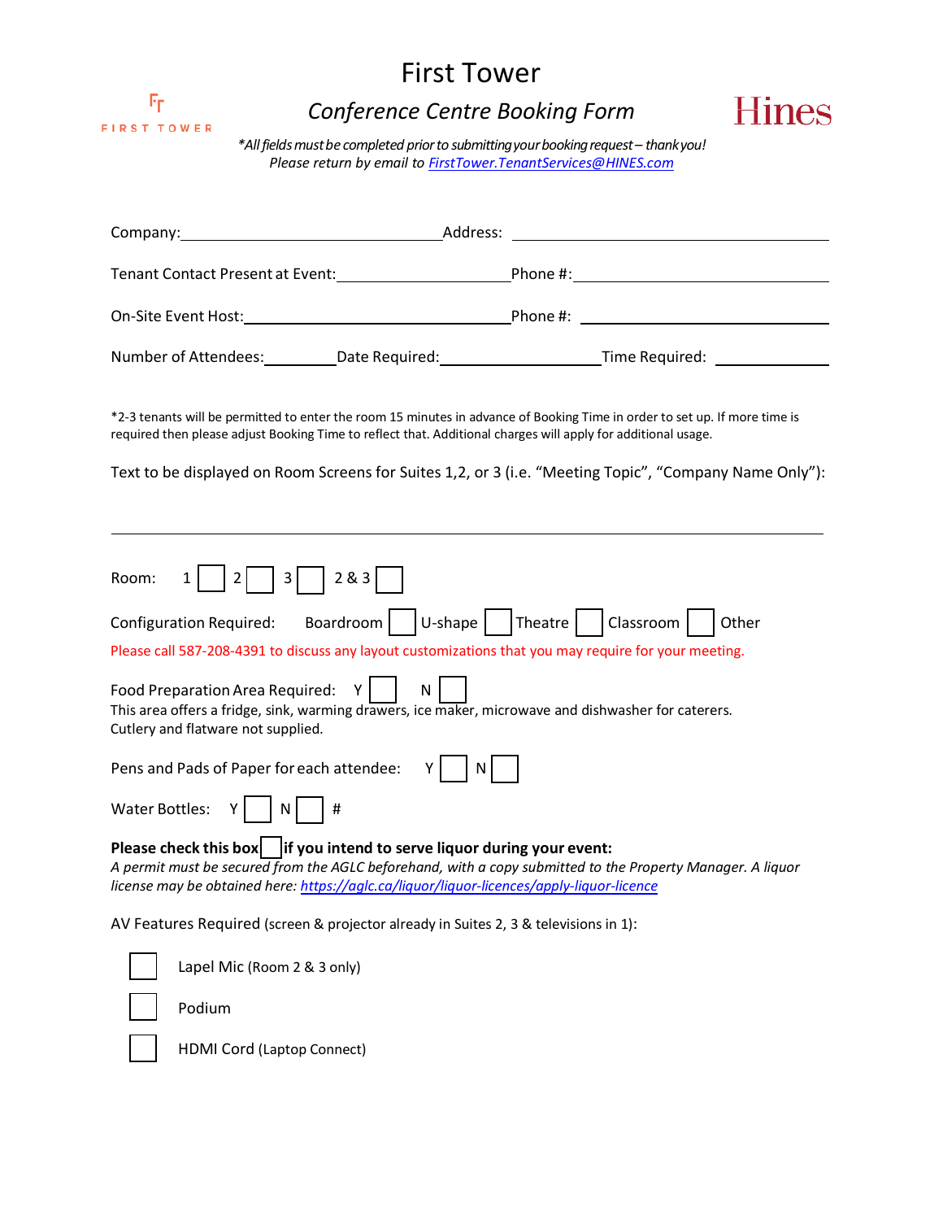# First Tower

## *Conference Centre Booking Form*

*\*All fields must be completed prior to submitting your booking request – thank you!*
*Please return by email to FirstTower.TenantServices@HINES.com*

Company: ______________________________ Address: ______________________________

Tenant Contact Present at Event: ____________________ Phone #: ____________________

On-Site Event Host: ______________________________ Phone #: ____________________

Number of Attendees: ________ Date Required: __________________ Time Required: ____________

*2-3 tenants will be permitted to enter the room 15 minutes in advance of Booking Time in order to set up. If more time is required then please adjust Booking Time to reflect that. Additional charges will apply for additional usage.

Text to be displayed on Room Screens for Suites 1,2, or 3 (i.e. "Meeting Topic", "Company Name Only"):

______________________________________________________________________________

Room: 1 ☐ 2 ☐ 3 ☐ 2 & 3 ☐

Configuration Required: Boardroom ☐ U-shape ☐ Theatre ☐ Classroom ☐ Other

Please call 587-208-4391 to discuss any layout customizations that you may require for your meeting.

Food Preparation Area Required: Y ☐ N ☐
This area offers a fridge, sink, warming drawers, ice maker, microwave and dishwasher for caterers. Cutlery and flatware not supplied.

Pens and Pads of Paper for each attendee: Y ☐ N ☐

Water Bottles: Y ☐ N ☐ #

**Please check this box ☐ if you intend to serve liquor during your event:**
*A permit must be secured from the AGLC beforehand, with a copy submitted to the Property Manager. A liquor license may be obtained here: https://aglc.ca/liquor/liquor-licences/apply-liquor-licence*

AV Features Required (screen & projector already in Suites 2, 3 & televisions in 1):

☐ Lapel Mic (Room 2 & 3 only)

☐ Podium

☐ HDMI Cord (Laptop Connect)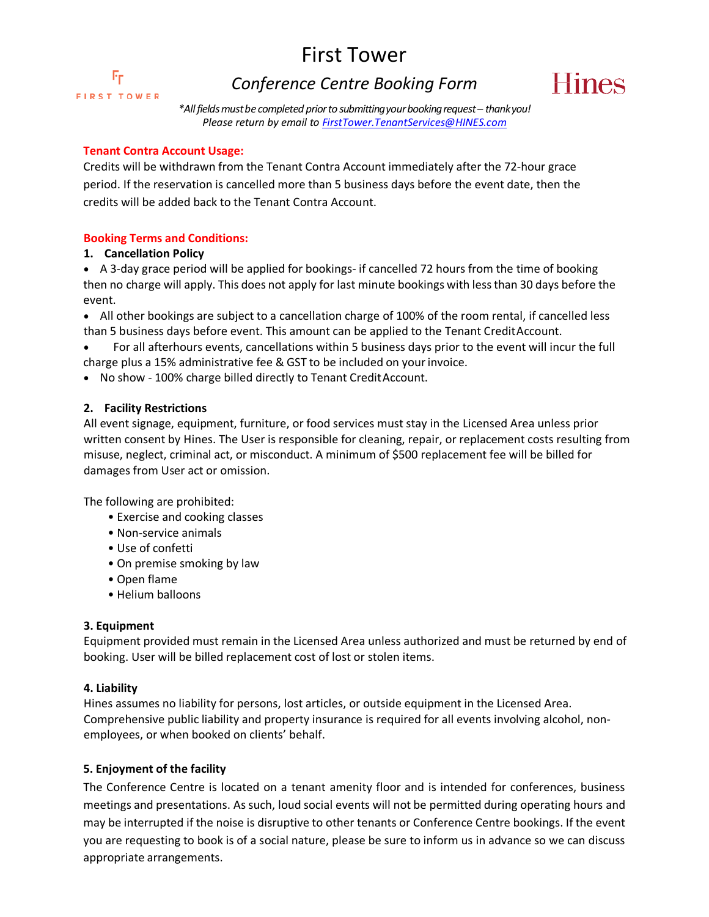# First Tower

## *Conference Centre Booking Form*

*\*All fields must be completed prior to submitting your booking request – thank you!*
*Please return by email to [FirstTower.TenantServices@HINES.com](mailto:FirstTower.TenantServices@HINES.com)*

**Tenant Contra Account Usage:**

Credits will be withdrawn from the Tenant Contra Account immediately after the 72-hour grace period. If the reservation is cancelled more than 5 business days before the event date, then the credits will be added back to the Tenant Contra Account.

**Booking Terms and Conditions:**

**1. Cancellation Policy**

- A 3-day grace period will be applied for bookings- if cancelled 72 hours from the time of booking then no charge will apply. This does not apply for last minute bookings with less than 30 days before the event.
- All other bookings are subject to a cancellation charge of 100% of the room rental, if cancelled less than 5 business days before event. This amount can be applied to the Tenant Credit Account.
- For all afterhours events, cancellations within 5 business days prior to the event will incur the full charge plus a 15% administrative fee & GST to be included on your invoice.
- No show - 100% charge billed directly to Tenant Credit Account.

**2. Facility Restrictions**

All event signage, equipment, furniture, or food services must stay in the Licensed Area unless prior written consent by Hines. The User is responsible for cleaning, repair, or replacement costs resulting from misuse, neglect, criminal act, or misconduct. A minimum of $500 replacement fee will be billed for damages from User act or omission.

The following are prohibited:

- Exercise and cooking classes
- Non-service animals
- Use of confetti
- On premise smoking by law
- Open flame
- Helium balloons

**3. Equipment**

Equipment provided must remain in the Licensed Area unless authorized and must be returned by end of booking. User will be billed replacement cost of lost or stolen items.

**4. Liability**

Hines assumes no liability for persons, lost articles, or outside equipment in the Licensed Area. Comprehensive public liability and property insurance is required for all events involving alcohol, non-employees, or when booked on clients' behalf.

**5. Enjoyment of the facility**

The Conference Centre is located on a tenant amenity floor and is intended for conferences, business meetings and presentations. As such, loud social events will not be permitted during operating hours and may be interrupted if the noise is disruptive to other tenants or Conference Centre bookings. If the event you are requesting to book is of a social nature, please be sure to inform us in advance so we can discuss appropriate arrangements.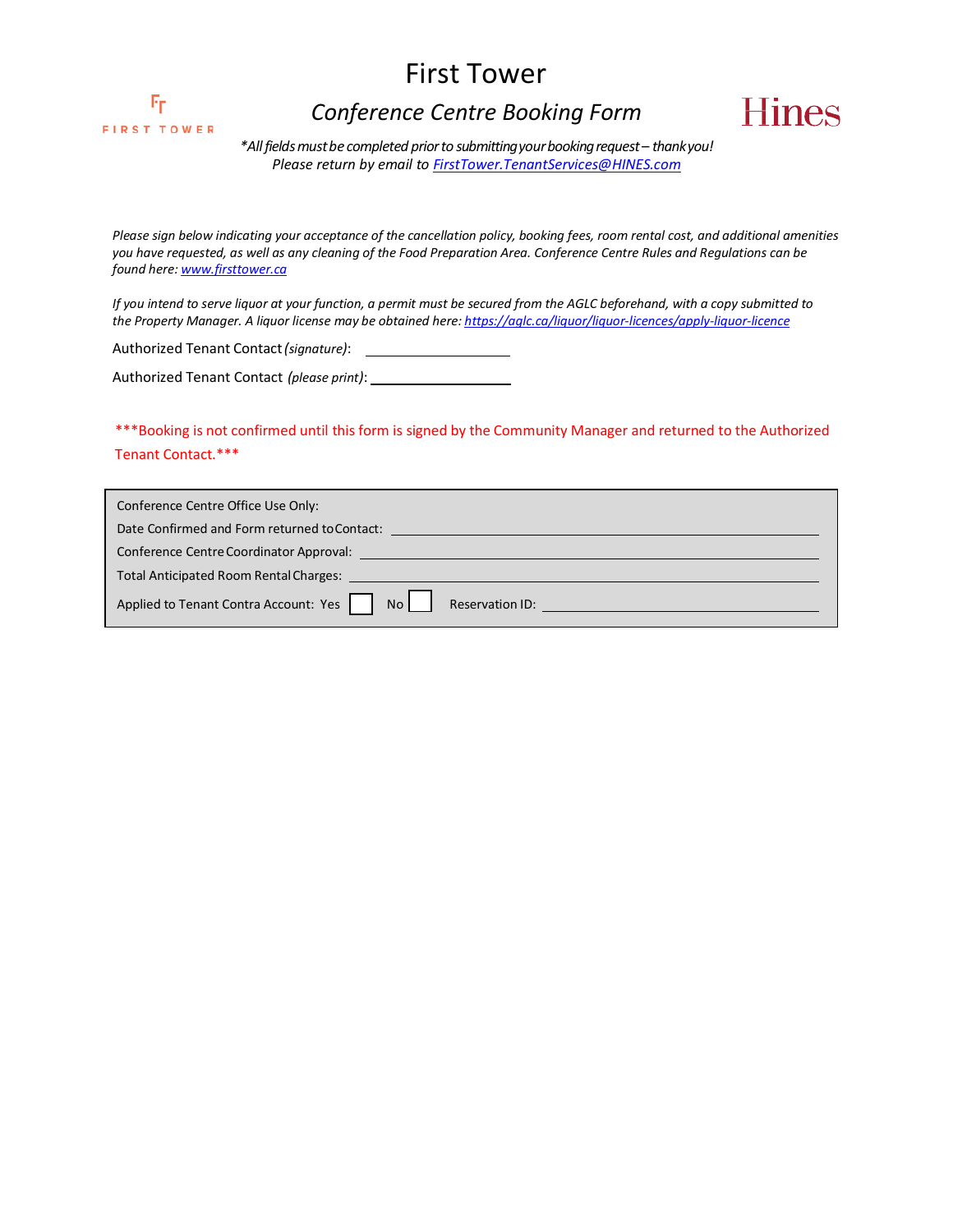# First Tower

## *Conference Centre Booking Form*

*\*All fields must be completed prior to submitting your booking request – thank you!*
*Please return by email to [FirstTower.TenantServices@HINES.com](mailto:FirstTower.TenantServices@HINES.com)*

*Please sign below indicating your acceptance of the cancellation policy, booking fees, room rental cost, and additional amenities you have requested, as well as any cleaning of the Food Preparation Area. Conference Centre Rules and Regulations can be found here: [www.firsttower.ca](http://www.firsttower.ca)*

*If you intend to serve liquor at your function, a permit must be secured from the AGLC beforehand, with a copy submitted to the Property Manager. A liquor license may be obtained here: [https://aglc.ca/liquor/liquor-licences/apply-liquor-licence](https://aglc.ca/liquor/liquor-licences/apply-liquor-licence)*

Authorized Tenant Contact *(signature)*: \_\_\_\_\_\_\_\_\_\_\_\_\_\_\_\_\_\_\_\_

Authorized Tenant Contact *(please print)*: \_\_\_\_\_\_\_\_\_\_\_\_\_\_\_\_\_\_\_\_

\*\*\*Booking is not confirmed until this form is signed by the Community Manager and returned to the Authorized Tenant Contact.\*\*\*

Conference Centre Office Use Only:

Date Confirmed and Form returned to Contact: \_\_\_\_\_\_\_\_\_\_\_\_\_\_\_\_\_\_\_\_

Conference Centre Coordinator Approval: \_\_\_\_\_\_\_\_\_\_\_\_\_\_\_\_\_\_\_\_

Total Anticipated Room Rental Charges: \_\_\_\_\_\_\_\_\_\_\_\_\_\_\_\_\_\_\_\_

Applied to Tenant Contra Account: Yes ☐ No ☐ Reservation ID: \_\_\_\_\_\_\_\_\_\_\_\_\_\_\_\_\_\_\_\_